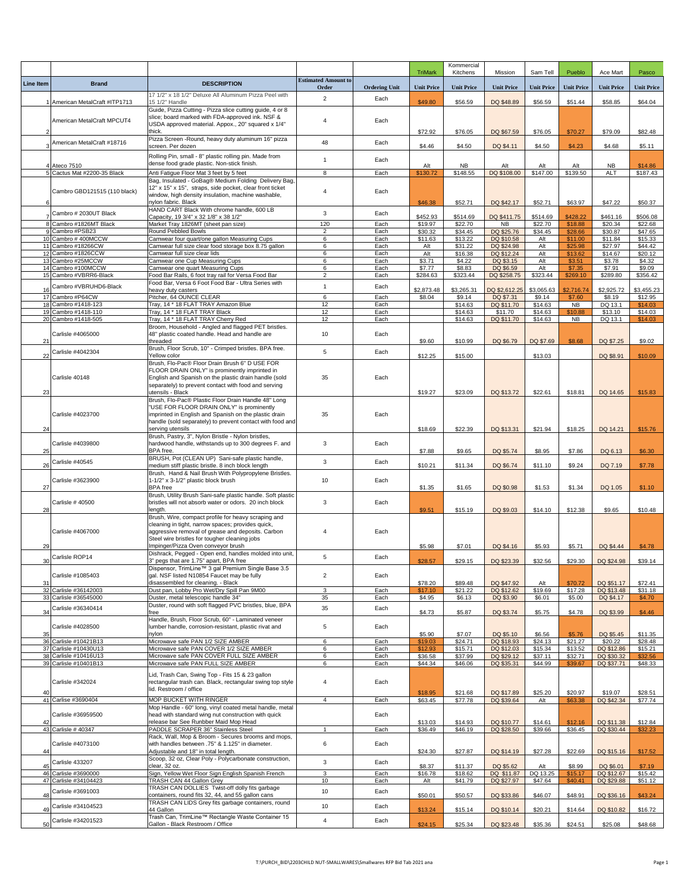| Line Item | Brand | DESCRIPTION | Estimated Amount to Order | Ordering Unit | TriMark Unit Price | Kommercial Kitchens Unit Price | Mission Unit Price | Sam Tell Unit Price | Pueblo Unit Price | Ace Mart Unit Price | Pasco Unit Price |
|---|---|---|---|---|---|---|---|---|---|---|---|
| 1 | American MetalCraft #ITP1713 | 17 1/2" x 18 1/2" Deluxe All Aluminum Pizza Peel with 15 1/2" Handle | 2 | Each | $49.80 | $56.59 | DQ $48.89 | $56.59 | $51.44 | $58.85 | $64.04 |
| 2 | American MetalCraft MPCUT4 | Guide, Pizza Cutting - Pizza slice cutting guide, 4 or 8 slice; board marked with FDA-approved ink. NSF & USDA approved material. Appox., 20" squared x 1/4" thick. | 4 | Each | $72.92 | $76.05 | DQ $67.59 | $76.05 | $70.27 | $79.09 | $82.48 |
| 3 | American MetalCraft #18716 | Pizza Screen -Round, heavy duty aluminum 16" pizza screen. Per dozen | 48 | Each | $4.46 | $4.50 | DQ $4.11 | $4.50 | $4.23 | $4.68 | $5.11 |
| 4 | Ateco 7510 | Rolling Pin, small - 8" plastic rolling pin. Made from dense food grade plastic. Non-stick finish. | 1 | Each | Alt | NB | Alt | Alt | Alt | NB | $14.86 |
| 5 | Cactus Mat #2200-35 Black | Anti Fatigue Floor Mat 3 feet by 5 feet | 8 | Each | $130.72 | $148.55 | DQ $108.00 | $147.00 | $139.50 | ALT | $187.43 |
| 6 | Cambro GBD121515 (110 black) | Bag, Insulated - GoBag® Medium Folding Delivery Bag, 12" x 15" x 15", straps, side pocket, clear front ticket window, high density insulation, machine washable, nylon fabric. Black | 4 | Each | $46.38 | $52.71 | DQ $42.17 | $52.71 | $63.97 | $47.22 | $50.37 |
| 7 | Cambro # 2030UT Black | HAND CART Black With chrome handle, 600 LB Capacity, 19 3/4" x 32 1/8" x 38 1/2" | 3 | Each | $452.93 | $514.69 | DQ $411.75 | $514.69 | $428.22 | $461.16 | $506.08 |
| 8 | Cambro #1826MT Black | Market Tray 1826MT (sheet pan size) | 120 | Each | $19.97 | $22.70 | NB | $22.70 | $18.88 | $20.34 | $22.68 |
| 9 | Cambro #PSB23 | Round Pebbled Bowls | 2 | Each | $30.32 | $34.45 | DQ $25.76 | $34.45 | $28.66 | $30.87 | $47.65 |
| 10 | Cambro # 400MCCW | Camwear four quart/one gallon Measuring Cups | 6 | Each | $11.63 | $13.22 | DQ $10.58 | Alt | $11.00 | $11.84 | $15.33 |
| 11 | Cambro #18266CW | Camwear full size clear food storage box 8.75 gallon | 6 | Each | Alt | $31.22 | DQ $24.98 | Alt | $25.98 | $27.97 | $44.42 |
| 12 | Cambro #1826CCW | Camwear full size clear lids | 6 | Each | Alt | $16.38 | DQ $12.24 | Alt | $13.62 | $14.67 | $20.12 |
| 13 | Cambro #25MCCW | Camwear one Cup Measuring Cups | 6 | Each | $3.71 | $4.22 | DQ $3.15 | Alt | $3.51 | $3.78 | $4.32 |
| 14 | Cambro #100MCCW | Camwear one quart Measuring Cups | 6 | Each | $7.77 | $8.83 | DQ $6.59 | Alt | $7.35 | $7.91 | $9.09 |
| 15 | Cambro #VBRR6-Black | Food Bar Rails, 6 foot tray rail for Versa Food Bar | 2 | Each | $284.63 | $323.44 | DQ $258.75 | $323.44 | $269.10 | $289.80 | $356.42 |
| 16 | Cambro #VBRUHD6-Black | Food Bar, Versa 6 Foot Food Bar - Ultra Series with heavy duty casters | 1 | Each | $2,873.48 | $3,265.31 | DQ $2,612.25 | $3,065.63 | $2,716.74 | $2,925.72 | $3,455.23 |
| 17 | Cambro #P64CW | Pitcher, 64 OUNCE CLEAR | 6 | Each | $8.04 | $9.14 | DQ $7.31 | $9.14 | $7.60 | $8.19 | $12.95 |
| 18 | Cambro #1418-123 | Tray, 14 * 18 FLAT TRAY Amazon Blue | 12 | Each | | $14.63 | DQ $11.70 | $14.63 | NB | DQ 13.1 | $14.03 |
| 19 | Cambro #1418-110 | Tray, 14 * 18 FLAT TRAY Black | 12 | Each | | $14.63 | $11.70 | $14.63 | $10.88 | $13.10 | $14.03 |
| 20 | Cambro #1418-505 | Tray, 14 * 18 FLAT TRAY Cherry Red | 12 | Each | | $14.63 | DQ $11.70 | $14.63 | NB | DQ 13.1 | $14.03 |
| 21 | Carlisle #4065000 | Broom, Household - Angled and flagged PET bristles. 48" plastic coated handle. Head and handle are threaded | 10 | Each | $9.60 | $10.99 | DQ $6.79 | DQ $7.69 | $8.68 | DQ $7.25 | $9.02 |
| 22 | Carlisle #4042304 | Brush, Floor Scrub, 10" - Crimped bristles. BPA free. Yellow color | 5 | Each | $12.25 | $15.00 | | $13.03 | | DQ $8.91 | $10.09 |
| 23 | Carlisle 40148 | Brush, Flo-Pac® Floor Drain Brush 6" D USE FOR FLOOR DRAIN ONLY" is prominently imprinted in English and Spanish on the plastic drain handle (sold separately) to prevent contact with food and serving utensils - Black | 35 | Each | $19.27 | $23.09 | DQ $13.72 | $22.61 | $18.81 | DQ 14.65 | $15.83 |
| 24 | Carlisle #4023700 | Brush, Flo-Pac® Plastic Floor Drain Handle 48" Long "USE FOR FLOOR DRAIN ONLY" is prominently imprinted in English and Spanish on the plastic drain handle (sold separately) to prevent contact with food and serving utensils | 35 | Each | $18.69 | $22.39 | DQ $13.31 | $21.94 | $18.25 | DQ $14.21 | $15.76 |
| 25 | Carlisle #4039800 | Brush, Pastry, 3", Nylon Bristle - Nylon bristles, hardwood handle, withstands up to 300 degrees F. and BPA free. | 3 | Each | $7.88 | $9.65 | DQ $5.74 | $8.95 | $7.86 | DQ 6.13 | $6.30 |
| 26 | Carlisle #40545 | BRUSH, Pot (CLEAN UP) Sani-safe plastic handle, medium stiff plastic bristle. 8 inch block length | 3 | Each | $10.21 | $11.34 | DQ $6.74 | $11.10 | $9.24 | DQ 7.19 | $7.78 |
| 27 | Carlisle #3623900 | Brush, Hand & Nail Brush With Polypropylene Bristles. 1-1/2" x 3-1/2" plastic block brush BPA free | 10 | Each | $1.35 | $1.65 | DQ $0.98 | $1.53 | $1.34 | DQ 1.05 | $1.10 |
| 28 | Carlisle # 40500 | Brush, Utility Brush Sani-safe plastic handle. Soft plastic bristles will not absorb water or odors. 20 inch block length. | 3 | Each | $9.51 | $15.19 | DQ $9.03 | $14.10 | $12.38 | $9.65 | $10.48 |
| 29 | Carlisle #4067000 | Brush, Wire, compact profile for heavy scraping and cleaning in tight, narrow spaces; provides quick, aggressive removal of grease and deposits. Carbon Steel wire bristles for tougher cleaning jobs Impinger/Pizza Oven conveyor brush | 4 | Each | $5.98 | $7.01 | DQ $4.16 | $5.93 | $5.71 | DQ $4.44 | $4.78 |
| 30 | Carlisle ROP14 | Dishrack, Pegged - Open end, handles molded into unit, 3" pegs that are 1.75" apart, BPA free | 5 | Each | $28.57 | $29.15 | DQ $23.39 | $32.56 | $29.30 | DQ $24.98 | $39.14 |
| 31 | Carlisle #1085403 | Dispenser, TrimLine™ 3 gal Premium Single Base 3.5 gal. NSF listed N10854 Faucet may be fully disassembled for cleaning. - Black | 2 | Each | $78.20 | $89.48 | DQ $47.92 | Alt | $70.72 | DQ $51.17 | $72.41 |
| 32 | Carlisle #36142003 | Dust pan, Lobby Pro Wet/Dry Spill Pan 9M00 | 3 | Each | $17.10 | $21.22 | DQ $12.62 | $19.69 | $17.28 | DQ $13.48 | $31.18 |
| 33 | Carlisle #36545000 | Duster, metal telescopic handle 34" | 35 | Each | $4.95 | $6.13 | DQ $3.90 | $6.01 | $5.00 | DQ $4.17 | $4.70 |
| 34 | Carlisle #36340414 | Duster, round with soft flagged PVC bristles, blue, BPA free | 35 | Each | $4.73 | $5.87 | DQ $3.74 | $5.75 | $4.78 | DQ $3.99 | $4.46 |
| 35 | Carlisle #4028500 | Handle, Brush, Floor Scrub, 60" - Laminated veneer lumber handle, corrosion-resistant, plastic rivat and nylon | 5 | Each | $5.90 | $7.07 | DQ $5.10 | $6.56 | $5.76 | DQ $5.45 | $11.35 |
| 36 | Carlisle #10421B13 | Microwave safe PAN 1/2 SIZE AMBER | 6 | Each | $19.03 | $24.71 | DQ $18.93 | $24.13 | $21.27 | $20.22 | $28.48 |
| 37 | Carlisle #10430U13 | Microwave safe PAN COVER 1/2 SIZE AMBER | 6 | Each | $12.93 | $15.71 | DQ $12.03 | $15.34 | $13.52 | DQ $12.86 | $15.21 |
| 38 | Carlisle #10416U13 | Microwave safe PAN COVER FULL SIZE AMBER | 6 | Each | $36.58 | $37.99 | DQ $29.12 | $37.11 | $32.71 | DQ $30.32 | $32.56 |
| 39 | Carlisle #10401B13 | Microwave safe PAN FULL SIZE AMBER | 6 | Each | $44.34 | $46.06 | DQ $35.31 | $44.99 | $39.67 | DQ $37.71 | $48.33 |
| 40 | Carlisle #342024 | Lid, Trash Can, Swing Top - Fits 15 & 23 gallon rectangular trash can. Black, rectangular swing top style lid. Restroom / office | 4 | Each | $18.95 | $21.68 | DQ $17.89 | $25.20 | $20.97 | $19.07 | $28.51 |
| 41 | Carlise #3690404 | MOP BUCKET WITH RINGER | 4 | Each | $63.45 | $77.78 | DQ $39.64 | Alt | $63.38 | DQ $42.34 | $77.74 |
| 42 | Carlisle #36959500 | Mop Handle - 60" long, vinyl coated metal handle, metal head with standard wing nut construction with quick release bar See Runbber Maid Mop Head | | Each | $13.03 | $14.93 | DQ $10.77 | $14.61 | $12.16 | DQ $11.38 | $12.84 |
| 43 | Carlisle # 40347 | PADDLE SCRAPER 36" Stainless Steel | 1 | Each | $36.49 | $46.19 | DQ $28.50 | $39.66 | $36.45 | DQ $30.44 | $32.23 |
| 44 | Carlisle #4073100 | Rack, Wall, Mop & Broom - Secures brooms and mops, with handles between .75" & 1.125" in diameter. Adjustable and 18" in total length. | 6 | Each | $24.30 | $27.87 | DQ $14.19 | $27.28 | $22.69 | DQ $15.16 | $17.52 |
| 45 | Carlisle 433207 | Scoop, 32 oz, Clear Poly - Polycarbonate construction, clear, 32 oz. | 3 | Each | $8.37 | $11.37 | DQ $5.62 | Alt | $8.99 | DQ $6.01 | $7.19 |
| 46 | Carlisle #3690000 | Sign, Yellow Wet Floor Sign English Spanish French | 3 | Each | $16.78 | $18.62 | DQ $11.87 | DQ 13.25 | $15.17 | DQ $12.67 | $15.42 |
| 47 | Carlisle #34104423 | TRASH CAN 44 Gallon Grey | 10 | Each | Alt | $41.79 | DQ $27.97 | $47.64 | $40.41 | DQ $29.88 | $51.12 |
| 48 | Carlisle #3691003 | TRASH CAN DOLLIES Twist-off dolly fits garbage containers, round fits 32, 44, and 55 gallon cans | 10 | Each | $50.01 | $50.57 | DQ $33.86 | $46.07 | $48.91 | DQ $36.16 | $43.24 |
| 49 | Carlisle #34104523 | TRASH CAN LIDS Grey fits garbage containers, round 44 Gallon | 10 | Each | $13.24 | $15.14 | DQ $10.14 | $20.21 | $14.64 | DQ $10.82 | $16.72 |
| 50 | Carlisle #34201523 | Trash Can, TrimLine™ Rectangle Waste Container 15 Gallon - Black Restroom / Office | 4 | Each | $24.15 | $25.34 | DQ $23.48 | $35.36 | $24.51 | $25.08 | $48.68 |

T:\PURCH_BID\2203CHILD NUT-SMALLWARES\Smallwares RFP Bid Tab 2021 ana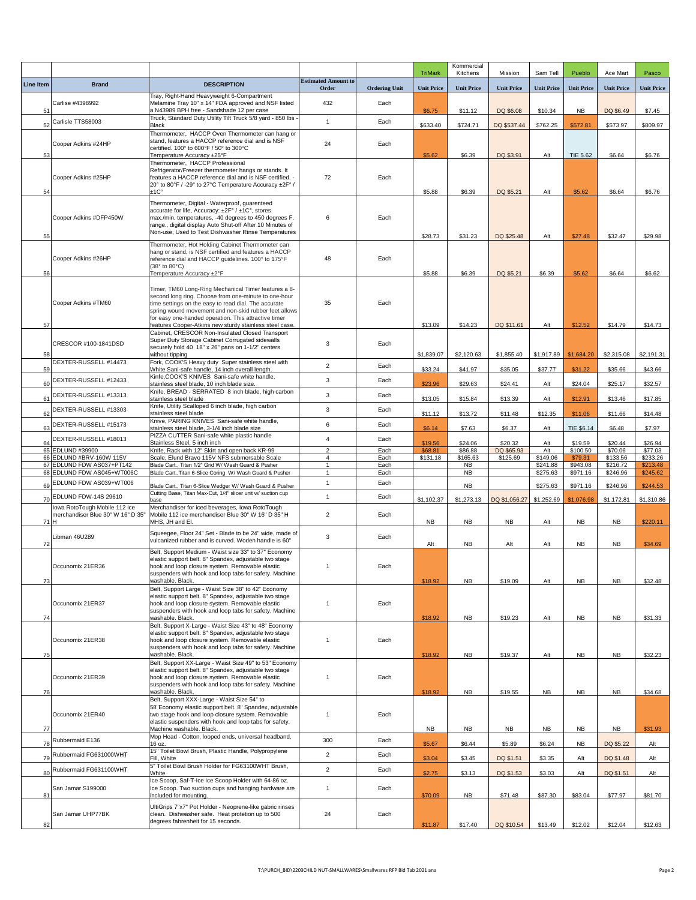| | | | | | TriMark | Kommercial Kitchens | Mission | Sam Tell | Pueblo | Ace Mart | Pasco |
|---|---|---|---|---|---|---|---|---|---|---|---|
| **Line Item** | **Brand** | **DESCRIPTION** | **Estimated Amount to Order** | **Ordering Unit** | **Unit Price** | **Unit Price** | **Unit Price** | **Unit Price** | **Unit Price** | **Unit Price** | **Unit Price** |
| 51 | Carlise #4398992 | Tray, Right-Hand Heavyweight 6-Compartment Melamine Tray 10" x 14" FDA approved and NSF listed a N43989 BPH free - Sandshade 12 per case | 432 | Each | $6.75 | $11.12 | DQ $6.08 | $10.34 | NB | DQ $6.49 | $7.45 |
| 52 | Carlisle TTS58003 | Truck, Standard Duty Utility Tilt Truck 5/8 yard - 850 lbs - Black | 1 | Each | $633.40 | $724.71 | DQ $537.44 | $762.25 | $572.81 | $573.97 | $809.97 |
| 53 | Cooper Adkins #24HP | Thermometer, HACCP Oven Thermometer can hang or stand, features a HACCP reference dial and is NSF certified. 100° to 600°F / 50° to 300°C Temperature Accuracy ±25°F | 24 | Each | $5.62 | $6.39 | DQ $3.91 | Alt | TIE 5.62 | $6.64 | $6.76 |
| 54 | Cooper Adkins #25HP | Thermometer, HACCP Professional Refrigerator/Freezer thermometer hangs or stands. It features a HACCP reference dial and is NSF certified. - 20° to 80°F / -29° to 27°C Temperature Accuracy ±2F° / ±1C° | 72 | Each | $5.88 | $6.39 | DQ $5.21 | Alt | $5.62 | $6.64 | $6.76 |
| 55 | Cooper Adkins #DFP450W | Thermometer, Digital - Waterproof, guarenteed accurate for life, Accuracy: ±2F° / ±1C°, stores max./min. temperatures, -40 degrees to 450 degrees F. range., digital display Auto Shut-off After 10 Minutes of Non-use, Used to Test Dishwasher Rinse Temperatures | 6 | Each | $28.73 | $31.23 | DQ $25.48 | Alt | $27.48 | $32.47 | $29.98 |
| 56 | Cooper Adkins #26HP | Thermometer, Hot Holding Cabinet Thermometer can hang or stand, is NSF certified and features a HACCP reference dial and HACCP guidelines. 100° to 175°F (38° to 80°C) Temperature Accuracy ±2°F | 48 | Each | $5.88 | $6.39 | DQ $5.21 | $6.39 | $5.62 | $6.64 | $6.62 |
| 57 | Cooper Adkins #TM60 | Timer, TM60 Long-Ring Mechanical Timer features a 8-second long ring. Choose from one-minute to one-hour time settings on the easy to read dial. The accurate spring wound movement and non-skid rubber feet allows for easy one-handed operation. This attractive timer features Cooper-Atkins new sturdy stainless steel case. | 35 | Each | $13.09 | $14.23 | DQ $11.61 | Alt | $12.52 | $14.79 | $14.73 |
| 58 | CRESCOR #100-1841DSD | Cabinet, CRESCOR Non-Insulated Closed Transport Super Duty Storage Cabinet Corrugated sidewalls securely hold 40 18" x 26" pans on 1-1/2" centers without tipping | 3 | Each | $1,839.07 | $2,120.63 | $1,855.40 | $1,917.89 | $1,684.20 | $2,315.08 | $2,191.31 |
| 59 | DEXTER-RUSSELL #14473 | Fork, COOK'S Heavy duty Super stainless steel with White Sani-safe handle, 14 inch overall length. | 2 | Each | $33.24 | $41.97 | $35.05 | $37.77 | $31.22 | $35.66 | $43.66 |
| 60 | DEXTER-RUSSELL #12433 | Kinfe,COOK'S KNIVES Sani-safe white handle, stainless steel blade, 10 inch blade size. | 3 | Each | $23.96 | $29.63 | $24.41 | Alt | $24.04 | $25.17 | $32.57 |
| 61 | DEXTER-RUSSELL #13313 | Knife, BREAD - SERRATED 8 inch blade, high carbon stainless steel blade | 3 | Each | $13.05 | $15.84 | $13.39 | Alt | $12.91 | $13.46 | $17.85 |
| 62 | DEXTER-RUSSELL #13303 | Knife, Utility Scalloped 6 inch blade, high carbon stainless steel blade | 3 | Each | $11.12 | $13.72 | $11.48 | $12.35 | $11.06 | $11.66 | $14.48 |
| 63 | DEXTER-RUSSELL #15173 | Knive, PARING KNIVES Sani-safe white handle, stainless steel blade, 3-1/4 inch blade size | 6 | Each | $6.14 | $7.63 | $6.37 | Alt | TIE $6.14 | $6.48 | $7.97 |
| 64 | DEXTER-RUSSELL #18013 | PIZZA CUTTER Sani-safe white plastic handle Stainless Steel, 5 inch inch | 4 | Each | $19.56 | $24.06 | $20.32 | Alt | $19.59 | $20.44 | $26.94 |
| 65 | EDLUND #39900 | Knife, Rack with 12" Skirt and open back KR-99 | 2 | Each | $68.81 | $86.88 | DQ $65.93 | Alt | $100.50 | $70.06 | $77.03 |
| 66 | EDLUND #BRV-160W 115V | Scale, Elund Bravo 115V NFS submersable Scale | 4 | Each | $131.18 | $165.63 | $125.69 | $149.06 | $79.31 | $133.56 | $233.26 |
| 67 | EDLUND FDW AS037+PT142 | Blade Cart., Titan 1/2" Grid W/ Wash Guard & Pusher | 1 | Each | | NB | | $241.88 | $943.08 | $216.72 | $213.48 |
| 68 | EDLUND FDW AS045+WT006C | Blade Cart.,Titan 6-Slice Coring W/ Wash Guard & Pusher | 1 | Each | | NB | | $275.63 | $971.16 | $246.96 | $245.62 |
| 69 | EDLUND FDW AS039+WT006 | Blade Cart., Titan 6-Slice Wedger W/ Wash Guard & Pusher | 1 | Each | | NB | | $275.63 | $971.16 | $246.96 | $244.53 |
| 70 | EDLUND FDW-14S 29610 | Cutting Base, Titan Max-Cut, 1/4" slicer unit w/ suction cup base | 1 | Each | $1,102.37 | $1,273.13 | DQ $1,056.27 | $1,252.69 | $1,076.98 | $1,172.81 | $1,310.86 |
| 71 | Iowa RotoTough Mobile 112 ice merchandiser Blue 30" W 16" D 35" H | Merchandiser for iced beverages, Iowa RotoTough Mobile 112 ice merchandiser Blue 30" W 16" D 35" H MHS, JH and El. | 2 | Each | NB | NB | NB | Alt | NB | NB | $220.11 |
| 72 | Libman 46U289 | Squeegee, Floor 24" Set - Blade to be 24" wide, made of vulcanized rubber and is curved. Woden handle is 60" | 3 | Each | Alt | NB | Alt | Alt | NB | NB | $34.69 |
| 73 | Occunomix 21ER36 | Belt, Support Medium - Waist size 33" to 37" Economy elastic support belt. 8" Spandex, adjustable two stage hook and loop closure system. Removable elastic suspenders with hook and loop tabs for safety. Machine washable. Black. | 1 | Each | $18.92 | NB | $19.09 | Alt | NB | NB | $32.48 |
| 74 | Occunomix 21ER37 | Belt, Support Large - Waist Size 38" to 42" Economy elastic support belt. 8" Spandex, adjustable two stage hook and loop closure system. Removable elastic suspenders with hook and loop tabs for safety. Machine washable. Black. | 1 | Each | $18.92 | NB | $19.23 | Alt | NB | NB | $31.33 |
| 75 | Occunomix 21ER38 | Belt, Support X-Large - Waist Size 43" to 48" Economy elastic support belt. 8" Spandex, adjustable two stage hook and loop closure system. Removable elastic suspenders with hook and loop tabs for safety. Machine washable. Black. | 1 | Each | $18.92 | NB | $19.37 | Alt | NB | NB | $32.23 |
| 76 | Occunomix 21ER39 | Belt, Support XX-Large - Waist Size 49" to 53" Economy elastic support belt. 8" Spandex, adjustable two stage hook and loop closure system. Removable elastic suspenders with hook and loop tabs for safety. Machine washable. Black. | 1 | Each | $18.92 | NB | $19.55 | NB | NB | NB | $34.68 |
| 77 | Occunomix 21ER40 | Belt, Support XXX-Large - Waist Size 54" to 58"Economy elastic support belt. 8" Spandex, adjustable two stage hook and loop closure system. Removable elastic suspenders with hook and loop tabs for safety. Machine washable. Black. | 1 | Each | NB | NB | NB | NB | NB | NB | $31.93 |
| 78 | Rubbermaid E136 | Mop Head - Cotton, looped ends, universal headband, 16 oz. | 300 | Each | $5.67 | $6.44 | $5.89 | $6.24 | NB | DQ $5.22 | Alt |
| 79 | Rubbermaid FG631000WHT | 15" Toilet Bowl Brush, Plastic Handle, Polypropylene Fill, White | 2 | Each | $3.04 | $3.45 | DQ $1.51 | $3.35 | Alt | DQ $1.48 | Alt |
| 80 | Rubbermaid FG631100WHT | 5" Toilet Bowl Brush Holder for FG63100WHT Brush, White | 2 | Each | $2.75 | $3.13 | DQ $1.53 | $3.03 | Alt | DQ $1.51 | Alt |
| 81 | San Jamar S199000 | Ice Scoop, Saf-T-Ice Ice Scoop Holder with 64-86 oz. Ice Scoop. Two suction cups and hanging hardware are included for mounting. | 1 | Each | $70.09 | NB | $71.48 | $87.30 | $83.04 | $77.97 | $81.70 |
| 82 | San Jamar UHP77BK | UltiGrips 7"x7" Pot Holder - Neoprene-like gabric rinses clean. Dishwasher safe. Heat protetion up to 500 degrees fahrenheit for 15 seconds. | 24 | Each | $11.87 | $17.40 | DQ $10.54 | $13.49 | $12.02 | $12.04 | $12.63 |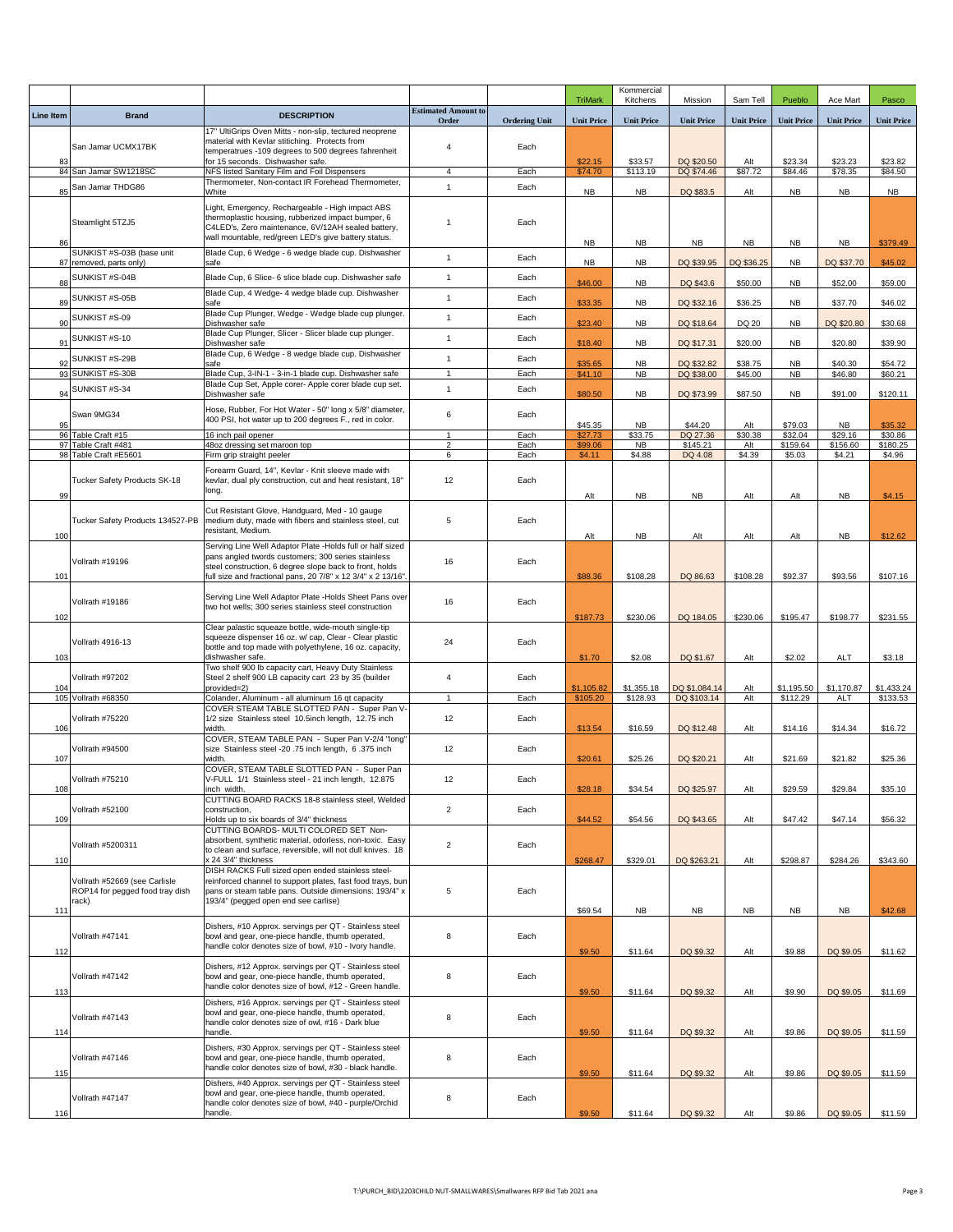| Line Item | Brand | DESCRIPTION | Estimated Amount to Order | Ordering Unit | TriMark Unit Price | Kommercial Kitchens Unit Price | Mission Unit Price | Sam Tell Unit Price | Pueblo Unit Price | Ace Mart Unit Price | Pasco Unit Price |
|---|---|---|---|---|---|---|---|---|---|---|---|
| 83 | San Jamar UCMX17BK | 17" UltiGrips Oven Mitts - non-slip, tectured neoprene material with Kevlar stitiching. Protects from temperatrues -109 degrees to 500 degrees fahrenheit for 15 seconds. Dishwasher safe. | 4 | Each | $22.15 | $33.57 | DQ $20.50 | Alt | $23.34 | $23.23 | $23.82 |
| 84 | San Jamar SW1218SC | NFS listed Sanitary Film and Foil Dispensers | 4 | Each | $74.70 | $113.19 | DQ $74.46 | $87.72 | $84.46 | $78.35 | $84.50 |
| 85 | San Jamar THDG86 | Thermometer, Non-contact IR Forehead Thermometer, White | 1 | Each | NB | NB | DQ $83.5 | Alt | NB | NB | NB |
| 86 | Steamlight 5TZJ5 | Light, Emergency, Rechargeable - High impact ABS thermoplastic housing, rubberized impact bumper, 6 C4LED's, Zero maintenance, 6V/12AH sealed battery, wall mountable, red/green LED's give battery status. | 1 | Each | NB | NB | NB | NB | NB | NB | $379.49 |
| 87 | SUNKIST #S-03B (base unit removed, parts only) | Blade Cup, 6 Wedge - 6 wedge blade cup. Dishwasher safe | 1 | Each | NB | NB | DQ $39.95 | DQ $36.25 | NB | DQ $37.70 | $45.02 |
| 88 | SUNKIST #S-04B | Blade Cup, 6 Slice- 6 slice blade cup. Dishwasher safe | 1 | Each | $46.00 | NB | DQ $43.6 | $50.00 | NB | $52.00 | $59.00 |
| 89 | SUNKIST #S-05B | Blade Cup, 4 Wedge- 4 wedge blade cup. Dishwasher safe | 1 | Each | $33.35 | NB | DQ $32.16 | $36.25 | NB | $37.70 | $46.02 |
| 90 | SUNKIST #S-09 | Blade Cup Plunger, Wedge - Wedge blade cup plunger. Dishwasher safe | 1 | Each | $23.40 | NB | DQ $18.64 | DQ 20 | NB | DQ $20.80 | $30.68 |
| 91 | SUNKIST #S-10 | Blade Cup Plunger, Slicer - Slicer blade cup plunger. Dishwasher safe | 1 | Each | $18.40 | NB | DQ $17.31 | $20.00 | NB | $20.80 | $39.90 |
| 92 | SUNKIST #S-29B | Blade Cup, 6 Wedge - 8 wedge blade cup. Dishwasher safe | 1 | Each | $35.65 | NB | DQ $32.82 | $38.75 | NB | $40.30 | $54.72 |
| 93 | SUNKIST #S-30B | Blade Cup, 3-IN-1 - 3-in-1 blade cup. Dishwasher safe | 1 | Each | $41.10 | NB | DQ $38.00 | $45.00 | NB | $46.80 | $60.21 |
| 94 | SUNKIST #S-34 | Blade Cup Set, Apple corer- Apple corer blade cup set. Dishwasher safe | 1 | Each | $80.50 | NB | DQ $73.99 | $87.50 | NB | $91.00 | $120.11 |
| 95 | Swan 9MG34 | Hose, Rubber, For Hot Water - 50" long x 5/8" diameter, 400 PSI, hot water up to 200 degrees F., red in color. | 6 | Each | $45.35 | NB | $44.20 | Alt | $79.03 | NB | $35.32 |
| 96 | Table Craft #15 | 16 inch pail opener | 1 | Each | $27.73 | $33.75 | DQ 27.36 | $30.38 | $32.04 | $29.16 | $30.86 |
| 97 | Table Craft #481 | 48oz dressing set maroon top | 2 | Each | $99.06 | NB | $145.21 | Alt | $159.64 | $156.60 | $180.25 |
| 98 | Table Craft #E5601 | Firm grip straight peeler | 6 | Each | $4.11 | $4.88 | DQ 4.08 | $4.39 | $5.03 | $4.21 | $4.96 |
| 99 | Tucker Safety Products SK-18 | Forearm Guard, 14", Kevlar - Knit sleeve made with kevlar, dual ply construction, cut and heat resistant, 18" long. | 12 | Each | Alt | NB | NB | Alt | Alt | NB | $4.15 |
| 100 | Tucker Safety Products 134527-PB | Cut Resistant Glove, Handguard, Med - 10 gauge medium duty, made with fibers and stainless steel, cut resistant, Medium. | 5 | Each | Alt | NB | Alt | Alt | Alt | NB | $12.62 |
| 101 | Vollrath #19196 | Serving Line Well Adaptor Plate -Holds full or half sized pans angled twords customers; 300 series stainless steel construction, 6 degree slope back to front, holds full size and fractional pans, 20 7/8" x 12 3/4" x 2 13/16". | 16 | Each | $88.36 | $108.28 | DQ 86.63 | $108.28 | $92.37 | $93.56 | $107.16 |
| 102 | Vollrath #19186 | Serving Line Well Adaptor Plate -Holds Sheet Pans over two hot wells; 300 series stainless steel construction | 16 | Each | $187.73 | $230.06 | DQ 184.05 | $230.06 | $195.47 | $198.77 | $231.55 |
| 103 | Vollrath 4916-13 | Clear palastic squeaze bottle, wide-mouth single-tip squeeze dispenser 16 oz. w/ cap, Clear - Clear plastic bottle and top made with polyethylene, 16 oz. capacity, dishwasher safe. | 24 | Each | $1.70 | $2.08 | DQ $1.67 | Alt | $2.02 | ALT | $3.18 |
| 104 | Vollrath #97202 | Two shelf 900 lb capacity cart, Heavy Duty Stainless Steel 2 shelf 900 LB capacity cart 23 by 35 (builder provided=2) | 4 | Each | $1,105.82 | $1,355.18 | DQ $1,084.14 | Alt | $1,195.50 | $1,170.87 | $1,433.24 |
| 105 | Vollrath #68350 | Colander, Aluminum - all aluminum 16 qt capacity | 1 | Each | $105.20 | $128.93 | DQ $103.14 | Alt | $112.29 | ALT | $133.53 |
| 106 | Vollrath #75220 | COVER STEAM TABLE SLOTTED PAN - Super Pan V-1/2 size Stainless steel 10.5inch length, 12.75 inch width. | 12 | Each | $13.54 | $16.59 | DQ $12.48 | Alt | $14.16 | $14.34 | $16.72 |
| 107 | Vollrath #94500 | COVER, STEAM TABLE PAN - Super Pan V-2/4 "long" size Stainless steel -20 .75 inch length, 6 .375 inch width. | 12 | Each | $20.61 | $25.26 | DQ $20.21 | Alt | $21.69 | $21.82 | $25.36 |
| 108 | Vollrath #75210 | COVER, STEAM TABLE SLOTTED PAN - Super Pan V-FULL 1/1 Stainless steel - 21 inch length, 12.875 inch width. | 12 | Each | $28.18 | $34.54 | DQ $25.97 | Alt | $29.59 | $29.84 | $35.10 |
| 109 | Vollrath #52100 | CUTTING BOARD RACKS 18-8 stainless steel, Welded construction, Holds up to six boards of 3/4" thickness | 2 | Each | $44.52 | $54.56 | DQ $43.65 | Alt | $47.42 | $47.14 | $56.32 |
| 110 | Vollrath #5200311 | CUTTING BOARDS- MULTI COLORED SET Non-absorbent, synthetic material, odorless, non-toxic. Easy to clean and surface, reversible, will not dull knives. 18 x 24 3/4" thickness | 2 | Each | $268.47 | $329.01 | DQ $263.21 | Alt | $298.87 | $284.26 | $343.60 |
| 111 | Vollrath #52669 (see Carlisle ROP14 for pegged food tray dish rack) | DISH RACKS Full sized open ended stainless steel-reinforced channel to support plates, fast food trays, bun pans or steam table pans. Outside dimensions: 193/4" x 193/4" (pegged open end see carlise) | 5 | Each | $69.54 | NB | NB | NB | NB | NB | $42.68 |
| 112 | Vollrath #47141 | Dishers, #10 Approx. servings per QT - Stainless steel bowl and gear, one-piece handle, thumb operated, handle color denotes size of bowl, #10 - Ivory handle. | 8 | Each | $9.50 | $11.64 | DQ $9.32 | Alt | $9.88 | DQ $9.05 | $11.62 |
| 113 | Vollrath #47142 | Dishers, #12 Approx. servings per QT - Stainless steel bowl and gear, one-piece handle, thumb operated, handle color denotes size of bowl, #12 - Green handle. | 8 | Each | $9.50 | $11.64 | DQ $9.32 | Alt | $9.90 | DQ $9.05 | $11.69 |
| 114 | Vollrath #47143 | Dishers, #16 Approx. servings per QT - Stainless steel bowl and gear, one-piece handle, thumb operated, handle color denotes size of owl, #16 - Dark blue handle. | 8 | Each | $9.50 | $11.64 | DQ $9.32 | Alt | $9.86 | DQ $9.05 | $11.59 |
| 115 | Vollrath #47146 | Dishers, #30 Approx. servings per QT - Stainless steel bowl and gear, one-piece handle, thumb operated, handle color denotes size of bowl, #30 - black handle. | 8 | Each | $9.50 | $11.64 | DQ $9.32 | Alt | $9.86 | DQ $9.05 | $11.59 |
| 116 | Vollrath #47147 | Dishers, #40 Approx. servings per QT - Stainless steel bowl and gear, one-piece handle, thumb operated, handle color denotes size of bowl, #40 - purple/Orchid handle. | 8 | Each | $9.50 | $11.64 | DQ $9.32 | Alt | $9.86 | DQ $9.05 | $11.59 |

T:\PURCH_BID\2203CHILD NUT-SMALLWARES\Smallwares RFP Bid Tab 2021 ana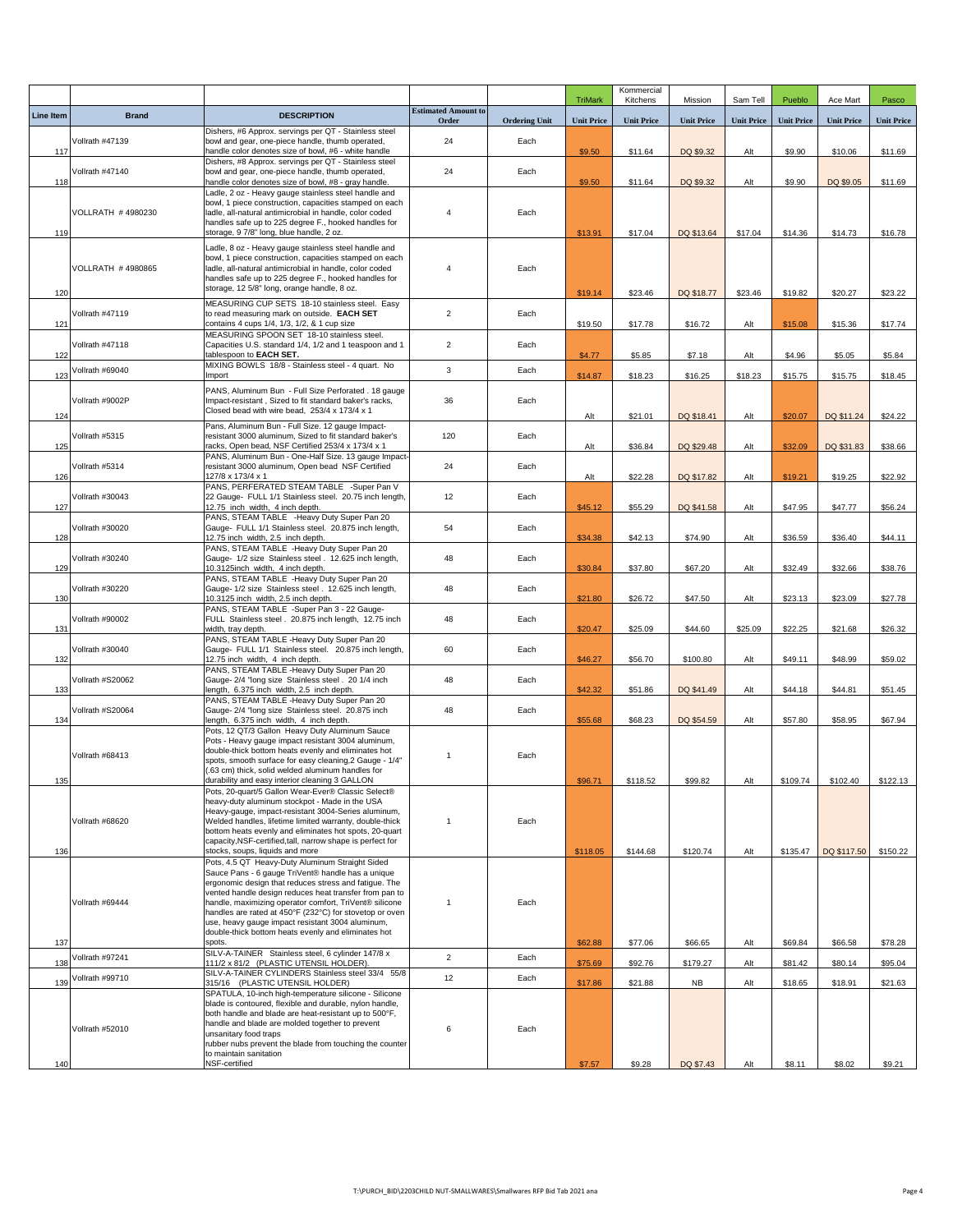| Line Item | Brand | DESCRIPTION | Estimated Amount to Order | Ordering Unit | TriMark Unit Price | Kommercial Kitchens Unit Price | Mission Unit Price | Sam Tell Unit Price | Pueblo Unit Price | Ace Mart Unit Price | Pasco Unit Price |
|---|---|---|---|---|---|---|---|---|---|---|---|
| 117 | Vollrath #47139 | Dishers, #6 Approx. servings per QT - Stainless steel bowl and gear, one-piece handle, thumb operated, handle color denotes size of bowl, #6 - white handle | 24 | Each | $9.50 | $11.64 | DQ $9.32 | Alt | $9.90 | $10.06 | $11.69 |
| 118 | Vollrath #47140 | Dishers, #8 Approx. servings per QT - Stainless steel bowl and gear, one-piece handle, thumb operated, handle color denotes size of bowl, #8 - gray handle. | 24 | Each | $9.50 | $11.64 | DQ $9.32 | Alt | $9.90 | DQ $9.05 | $11.69 |
| 119 | VOLLRATH # 4980230 | Ladle, 2 oz - Heavy gauge stainless steel handle and bowl, 1 piece construction, capacities stamped on each ladle, all-natural antimicrobial in handle, color coded handles safe up to 225 degree F., hooked handles for storage, 9 7/8" long, blue handle, 2 oz. | 4 | Each | $13.91 | $17.04 | DQ $13.64 | $17.04 | $14.36 | $14.73 | $16.78 |
| 120 | VOLLRATH # 4980865 | Ladle, 8 oz - Heavy gauge stainless steel handle and bowl, 1 piece construction, capacities stamped on each ladle, all-natural antimicrobial in handle, color coded handles safe up to 225 degree F., hooked handles for storage, 12 5/8" long, orange handle, 8 oz. | 4 | Each | $19.14 | $23.46 | DQ $18.77 | $23.46 | $19.82 | $20.27 | $23.22 |
| 121 | Vollrath #47119 | MEASURING CUP SETS 18-10 stainless steel. Easy to read measuring mark on outside. **EACH SET** contains 4 cups 1/4, 1/3, 1/2, & 1 cup size | 2 | Each | $19.50 | $17.78 | $16.72 | Alt | $15.08 | $15.36 | $17.74 |
| 122 | Vollrath #47118 | MEASURING SPOON SET 18-10 stainless steel. Capacities U.S. standard 1/4, 1/2 and 1 teaspoon and 1 tablespoon to **EACH SET.** | 2 | Each | $4.77 | $5.85 | $7.18 | Alt | $4.96 | $5.05 | $5.84 |
| 123 | Vollrath #69040 | MIXING BOWLS 18/8 - Stainless steel - 4 quart. No Import | 3 | Each | $14.87 | $18.23 | $16.25 | $18.23 | $15.75 | $15.75 | $18.45 |
| 124 | Vollrath #9002P | PANS, Aluminum Bun - Full Size Perforated . 18 gauge Impact-resistant , Sized to fit standard baker's racks, Closed bead with wire bead, 253/4 x 173/4 x 1 | 36 | Each | Alt | $21.01 | DQ $18.41 | Alt | $20.07 | DQ $11.24 | $24.22 |
| 125 | Vollrath #5315 | Pans, Aluminum Bun - Full Size. 12 gauge Impact-resistant 3000 aluminum, Sized to fit standard baker's racks, Open bead, NSF Certified 253/4 x 173/4 x 1 | 120 | Each | Alt | $36.84 | DQ $29.48 | Alt | $32.09 | DQ $31.83 | $38.66 |
| 126 | Vollrath #5314 | PANS, Aluminum Bun - One-Half Size. 13 gauge Impact-resistant 3000 aluminum, Open bead NSF Certified 127/8 x 173/4 x 1 | 24 | Each | Alt | $22.28 | DQ $17.82 | Alt | $19.21 | $19.25 | $22.92 |
| 127 | Vollrath #30043 | PANS, PERFERATED STEAM TABLE -Super Pan V 22 Gauge- FULL 1/1 Stainless steel. 20.75 inch length, 12.75 inch width, 4 inch depth. | 12 | Each | $45.12 | $55.29 | DQ $41.58 | Alt | $47.95 | $47.77 | $56.24 |
| 128 | Vollrath #30020 | PANS, STEAM TABLE -Heavy Duty Super Pan 20 Gauge- FULL 1/1 Stainless steel. 20.875 inch length, 12.75 inch width, 2.5 inch depth. | 54 | Each | $34.38 | $42.13 | $74.90 | Alt | $36.59 | $36.40 | $44.11 |
| 129 | Vollrath #30240 | PANS, STEAM TABLE -Heavy Duty Super Pan 20 Gauge- 1/2 size Stainless steel . 12.625 inch length, 10.3125inch width, 4 inch depth. | 48 | Each | $30.84 | $37.80 | $67.20 | Alt | $32.49 | $32.66 | $38.76 |
| 130 | Vollrath #30220 | PANS, STEAM TABLE -Heavy Duty Super Pan 20 Gauge- 1/2 size Stainless steel . 12.625 inch length, 10.3125 inch width, 2.5 inch depth. | 48 | Each | $21.80 | $26.72 | $47.50 | Alt | $23.13 | $23.09 | $27.78 |
| 131 | Vollrath #90002 | PANS, STEAM TABLE -Super Pan 3 - 22 Gauge- FULL Stainless steel . 20.875 inch length, 12.75 inch width, tray depth. | 48 | Each | $20.47 | $25.09 | $44.60 | $25.09 | $22.25 | $21.68 | $26.32 |
| 132 | Vollrath #30040 | PANS, STEAM TABLE -Heavy Duty Super Pan 20 Gauge- FULL 1/1 Stainless steel. 20.875 inch length, 12.75 inch width, 4 inch depth. | 60 | Each | $46.27 | $56.70 | $100.80 | Alt | $49.11 | $48.99 | $59.02 |
| 133 | Vollrath #S20062 | PANS, STEAM TABLE -Heavy Duty Super Pan 20 Gauge- 2/4 "long size Stainless steel . 20 1/4 inch length, 6.375 inch width, 2.5 inch depth. | 48 | Each | $42.32 | $51.86 | DQ $41.49 | Alt | $44.18 | $44.81 | $51.45 |
| 134 | Vollrath #S20064 | PANS, STEAM TABLE -Heavy Duty Super Pan 20 Gauge- 2/4 "long size Stainless steel. 20.875 inch length, 6.375 inch width, 4 inch depth. | 48 | Each | $55.68 | $68.23 | DQ $54.59 | Alt | $57.80 | $58.95 | $67.94 |
| 135 | Vollrath #68413 | Pots, 12 QT/3 Gallon Heavy Duty Aluminum Sauce Pots - Heavy gauge impact resistant 3004 aluminum, double-thick bottom heats evenly and eliminates hot spots, smooth surface for easy cleaning,2 Gauge - 1/4" (.63 cm) thick, solid welded aluminum handles for durability and easy interior cleaning 3 GALLON | 1 | Each | $96.71 | $118.52 | $99.82 | Alt | $109.74 | $102.40 | $122.13 |
| 136 | Vollrath #68620 | Pots, 20-quart/5 Gallon Wear-Ever® Classic Select® heavy-duty aluminum stockpot - Made in the USA Heavy-gauge, impact-resistant 3004-Series aluminum, Welded handles, lifetime limited warranty, double-thick bottom heats evenly and eliminates hot spots, 20-quart capacity,NSF-certified,tall, narrow shape is perfect for stocks, soups, liquids and more | 1 | Each | $118.05 | $144.68 | $120.74 | Alt | $135.47 | DQ $117.50 | $150.22 |
| 137 | Vollrath #69444 | Pots, 4.5 QT Heavy-Duty Aluminum Straight Sided Sauce Pans - 6 gauge TriVent® handle has a unique ergonomic design that reduces stress and fatigue. The vented handle design reduces heat transfer from pan to handle, maximizing operator comfort, TriVent® silicone handles are rated at 450°F (232°C) for stovetop or oven use, heavy gauge impact resistant 3004 aluminum, double-thick bottom heats evenly and eliminates hot spots. | 1 | Each | $62.88 | $77.06 | $66.65 | Alt | $69.84 | $66.58 | $78.28 |
| 138 | Vollrath #97241 | SILV-A-TAINER Stainless steel, 6 cylinder 147/8 x 111/2 x 81/2 (PLASTIC UTENSIL HOLDER). | 2 | Each | $75.69 | $92.76 | $179.27 | Alt | $81.42 | $80.14 | $95.04 |
| 139 | Vollrath #99710 | SILV-A-TAINER CYLINDERS Stainless steel 33/4 55/8 315/16 (PLASTIC UTENSIL HOLDER) | 12 | Each | $17.86 | $21.88 | NB | Alt | $18.65 | $18.91 | $21.63 |
| 140 | Vollrath #52010 | SPATULA, 10-inch high-temperature silicone - Silicone blade is contoured, flexible and durable, nylon handle, both handle and blade are heat-resistant up to 500°F, handle and blade are molded together to prevent unsanitary food traps rubber nubs prevent the blade from touching the counter to maintain sanitation NSF-certified | 6 | Each | $7.57 | $9.28 | DQ $7.43 | Alt | $8.11 | $8.02 | $9.21 |

T:\PURCH_BID\2203CHILD NUT-SMALLWARES\Smallwares RFP Bid Tab 2021 ana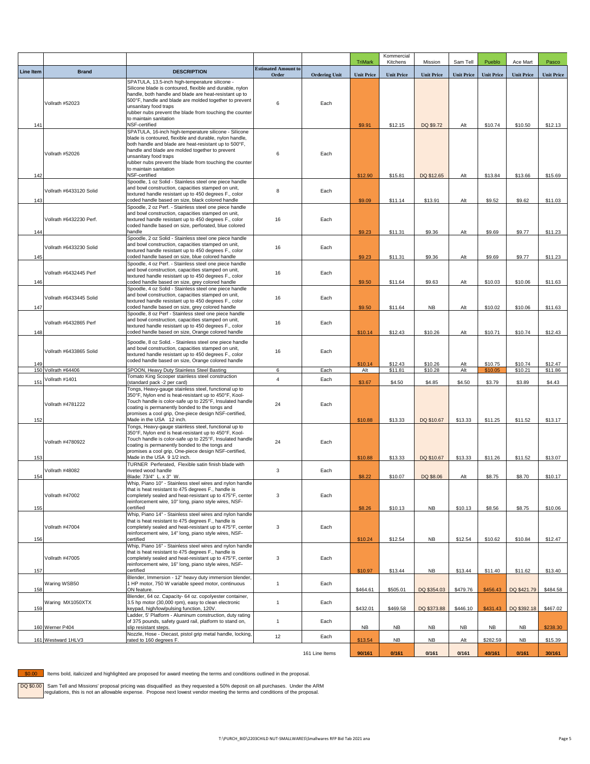| Line Item | Brand | DESCRIPTION | Estimated Amount to Order | Ordering Unit | TriMark Unit Price | Kommercial Kitchens Unit Price | Mission Unit Price | Sam Tell Unit Price | Pueblo Unit Price | Ace Mart Unit Price | Pasco Unit Price |
|---|---|---|---|---|---|---|---|---|---|---|---|
| 141 | Vollrath #52023 | SPATULA, 13.5-inch high-temperature silicone - Silicone blade is contoured, flexible and durable, nylon handle, both handle and blade are heat-resistant up to 500°F, handle and blade are molded together to prevent unsanitary food traps rubber nubs prevent the blade from touching the counter to maintain sanitation NSF-certified | 6 | Each | $9.91 | $12.15 | DQ $9.72 | Alt | $10.74 | $10.50 | $12.13 |
| 142 | Vollrath #52026 | SPATULA, 16-inch high-temperature silicone - Silicone blade is contoured, flexible and durable, nylon handle, both handle and blade are heat-resistant up to 500°F, handle and blade are molded together to prevent unsanitary food traps rubber nubs prevent the blade from touching the counter to maintain sanitation NSF-certified | 6 | Each | $12.90 | $15.81 | DQ $12.65 | Alt | $13.84 | $13.66 | $15.69 |
| 143 | Vollrath #6433120 Solid | Spoodle, 1 oz Solid - Stainless steel one piece handle and bowl construction, capacities stamped on unit, textured handle resistant up to 450 degrees F., color coded handle based on size, black colored handle | 8 | Each | $9.09 | $11.14 | $13.91 | Alt | $9.52 | $9.62 | $11.03 |
| 144 | Vollrath #6432230 Perf. | Spoodle, 2 oz Perf. - Stainless steel one piece handle and bowl construction, capacities stamped on unit, textured handle resistant up to 450 degrees F., color coded handle based on size, perforated, blue colored handle | 16 | Each | $9.23 | $11.31 | $9.36 | Alt | $9.69 | $9.77 | $11.23 |
| 145 | Vollrath #6433230 Solid | Spoodle, 2 oz Solid - Stainless steel one piece handle and bowl construction, capacities stamped on unit, textured handle resistant up to 450 degrees F., color coded handle based on size, blue colored handle | 16 | Each | $9.23 | $11.31 | $9.36 | Alt | $9.69 | $9.77 | $11.23 |
| 146 | Vollrath #6432445 Perf | Spoodle, 4 oz Perf. - Stainless steel one piece handle and bowl construction, capacities stamped on unit, textured handle resistant up to 450 degrees F., color coded handle based on size, grey colored handle | 16 | Each | $9.50 | $11.64 | $9.63 | Alt | $10.03 | $10.06 | $11.63 |
| 147 | Vollrath #6433445 Solid | Spoodle, 4 oz Solid - Stainless steel one piece handle and bowl construction, capacities stamped on unit, textured handle resistant up to 450 degrees F., color coded handle based on size, grey colored handle | 16 | Each | $9.50 | $11.64 | NB | Alt | $10.02 | $10.06 | $11.63 |
| 148 | Vollrath #6432865 Perf | Spoodle, 8 oz Perf - Stainless steel one piece handle and bowl construction, capacities stamped on unit, textured handle resistant up to 450 degrees F., color coded handle based on size, Orange colored handle | 16 | Each | $10.14 | $12.43 | $10.26 | Alt | $10.71 | $10.74 | $12.43 |
| 149 | Vollrath #6433865 Solid | Spoodle, 8 oz Solid. - Stainless steel one piece handle and bowl construction, capacities stamped on unit, textured handle resistant up to 450 degrees F., color coded handle based on size, Orange colored handle | 16 | Each | $10.14 | $12.43 | $10.26 | Alt | $10.75 | $10.74 | $12.47 |
| 150 | Vollrath #64406 | SPOON, Heavy Duty Stainless Steel Basting | 6 | Each | Alt | $11.81 | $10.28 | Alt | $10.05 | $10.21 | $11.86 |
| 151 | Vollrath #1401 | Tomato King Scooper stainless steel construction (standard pack -2 per card) | 4 | Each | $3.67 | $4.50 | $4.85 | $4.50 | $3.79 | $3.89 | $4.43 |
| 152 | Vollrath #4781222 | Tongs, Heavy-gauge stainless steel, functional up to 350°F, Nylon end is heat-resistant up to 450°F, Kool-Touch handle is color-safe up to 225°F, Insulated handle coating is permanently bonded to the tongs and promises a cool grip, One-piece design NSF-certified, Made in the USA 12 inch. | 24 | Each | $10.88 | $13.33 | DQ $10.67 | $13.33 | $11.25 | $11.52 | $13.17 |
| 153 | Vollrath #4780922 | Tongs, Heavy-gauge stainless steel, functional up to 350°F, Nylon end is heat-resistant up to 450°F, Kool-Touch handle is color-safe up to 225°F, Insulated handle coating is permanently bonded to the tongs and promises a cool grip, One-piece design NSF-certified, Made in the USA 9 1/2 inch. | 24 | Each | $10.88 | $13.33 | DQ $10.67 | $13.33 | $11.26 | $11.52 | $13.07 |
| 154 | Vollrath #48082 | TURNER Perferated, Flexible satin finish blade with riveted wood handle Blade: 73/4" L. x 3" W. | 3 | Each | $8.22 | $10.07 | DQ $8.06 | Alt | $8.75 | $8.70 | $10.17 |
| 155 | Vollrath #47002 | Whip, Piano 10" - Stainless steel wires and nylon handle that is heat resistant to 475 degrees F., handle is completely sealed and heat-resistant up to 475°F, center reinforcement wire, 10" long, piano style wires, NSF-certified | 3 | Each | $8.26 | $10.13 | NB | $10.13 | $8.56 | $8.75 | $10.06 |
| 156 | Vollrath #47004 | Whip, Piano 14" - Stainless steel wires and nylon handle that is heat resistant to 475 degrees F., handle is completely sealed and heat-resistant up to 475°F, center reinforcement wire, 14" long, piano style wires, NSF-certified | 3 | Each | $10.24 | $12.54 | NB | $12.54 | $10.62 | $10.84 | $12.47 |
| 157 | Vollrath #47005 | Whip, Piano 16" - Stainless steel wires and nylon handle that is heat resistant to 475 degrees F., handle is completely sealed and heat-resistant up to 475°F, center reinforcement wire, 16" long, piano style wires, NSF-certified | 3 | Each | $10.97 | $13.44 | NB | $13.44 | $11.40 | $11.62 | $13.40 |
| 158 | Waring WSB50 | Blender, Immersion - 12" heavy duty immersion blender, 1 HP motor, 750 W variable speed motor, continuous ON feature. | 1 | Each | $464.61 | $505.01 | DQ $354.03 | $479.76 | $456.43 | DQ $421.79 | $484.58 |
| 159 | Waring MX1050XTX | Blender, 64 oz. Capacity- 64 oz. copolyester container, 3.5 hp motor (30,000 rpm), easy to clean electronic keypad, high/low/pulsing function, 120V. | 1 | Each | $432.01 | $469.58 | DQ $373.88 | $446.10 | $431.43 | DQ $392.18 | $467.02 |
| 160 | Werner P404 | Ladder, 5' Platform - Aluminum construction, duty rating of 375 pounds, safety guard rail, platform to stand on, slip resistant steps. | 1 | Each | NB | NB | NB | NB | NB | NB | $238.30 |
| 161 | Westward 1HLV3 | Nozzle, Hose - Diecast, pistol grip metal handle, locking, rated to 160 degrees F. | 12 | Each | $13.54 | NB | NB | Alt | $282.59 | NB | $15.39 |
| | | | | 161 Line Items | 90/161 | 0/161 | 0/161 | 0/161 | 40/161 | 0/161 | 30/161 |

$0.00 Items bold, italicized and highlighted are proposed for award meeting the terms and conditions outlined in the proposal.

DQ $0.00 Sam Tell and Missions' proposal pricing was disqualified as they requested a 50% deposit on all purchases. Under the ARM regulations, this is not an allowable expense. Propose next lowest vendor meeting the terms and conditions of the proposal.

T:\PURCH_BID\2203CHILD NUT-SMALLWARES\Smallwares RFP Bid Tab 2021 ana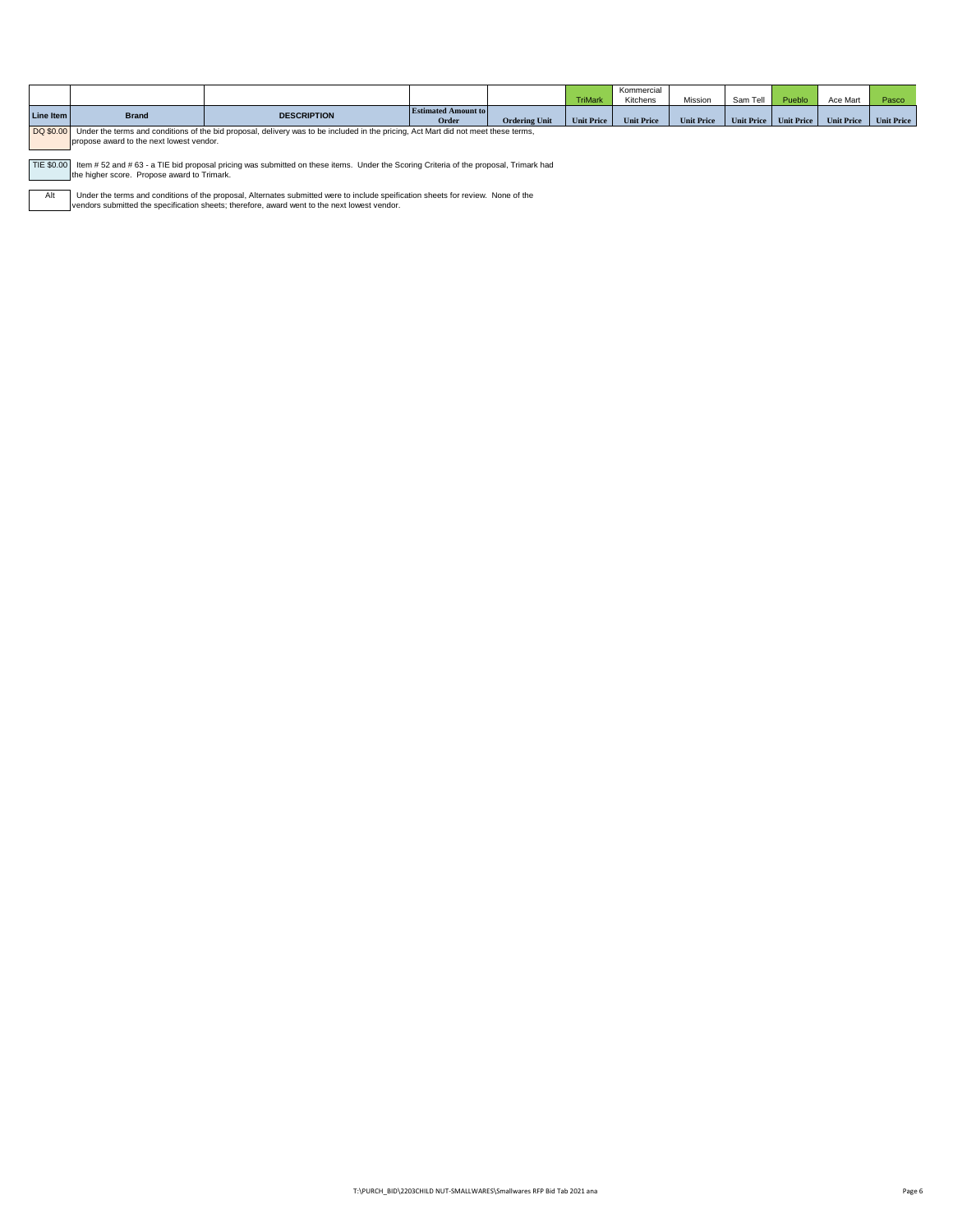| | | | | | TriMark | Kommercial Kitchens | Mission | Sam Tell | Pueblo | Ace Mart | Pasco |
|---|---|---|---|---|---|---|---|---|---|---|---|
| Line Item | Brand | DESCRIPTION | Estimated Amount to Order | Ordering Unit | Unit Price | Unit Price | Unit Price | Unit Price | Unit Price | Unit Price | Unit Price |

DQ $0.00 — Under the terms and conditions of the bid proposal, delivery was to be included in the pricing, Act Mart did not meet these terms, propose award to the next lowest vendor.

TIE $0.00 — Item # 52 and # 63 - a TIE bid proposal pricing was submitted on these items. Under the Scoring Criteria of the proposal, Trimark had the higher score. Propose award to Trimark.

Alt — Under the terms and conditions of the proposal, Alternates submitted were to include speification sheets for review. None of the vendors submitted the specification sheets; therefore, award went to the next lowest vendor.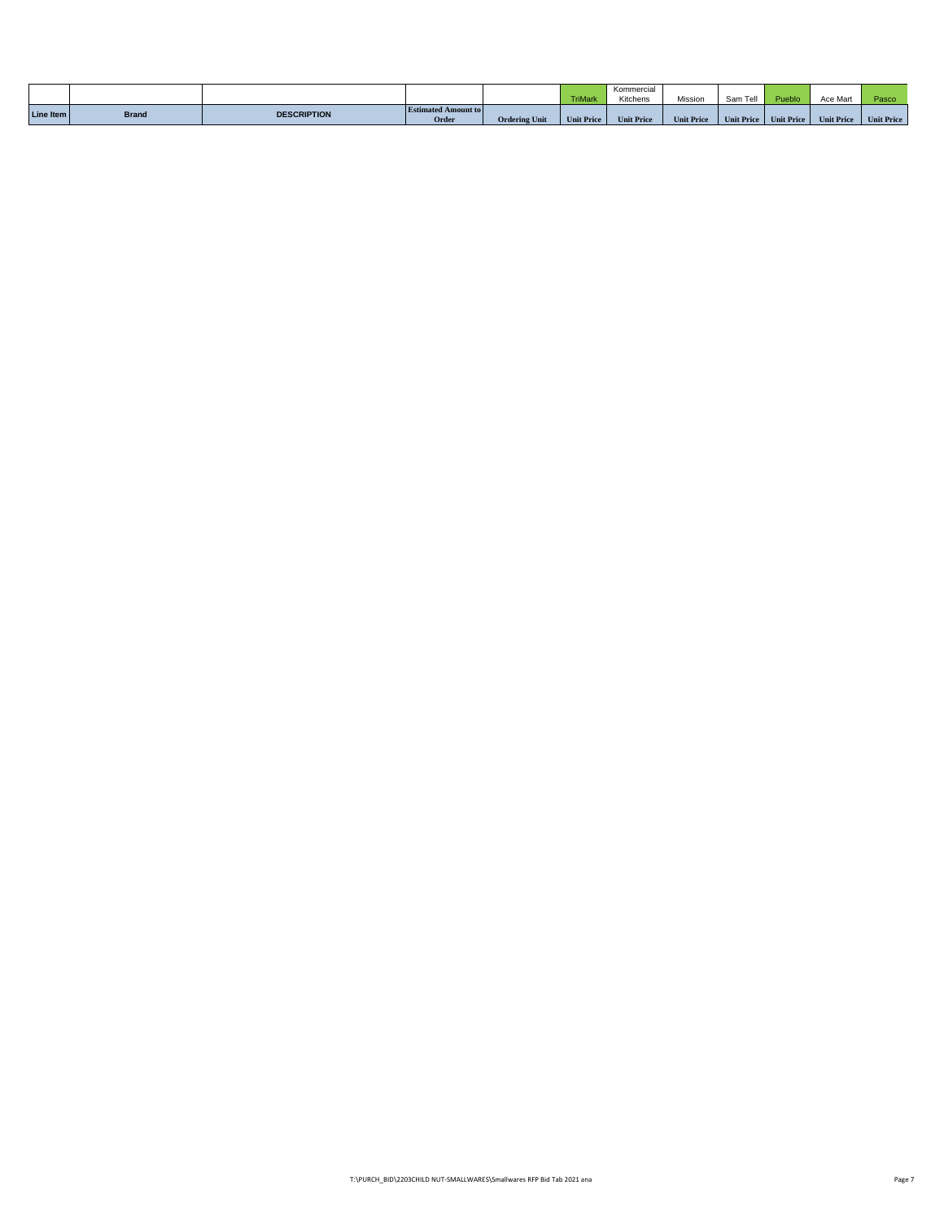| | | | | | TriMark | Kommercial Kitchens | Mission | Sam Tell | Pueblo | Ace Mart | Pasco |
|---|---|---|---|---|---|---|---|---|---|---|---|
| Line Item | Brand | DESCRIPTION | Estimated Amount to Order | Ordering Unit | Unit Price | Unit Price | Unit Price | Unit Price | Unit Price | Unit Price | Unit Price |

T:\PURCH_BID\2203CHILD NUT-SMALLWARES\Smallwares RFP Bid Tab 2021 ana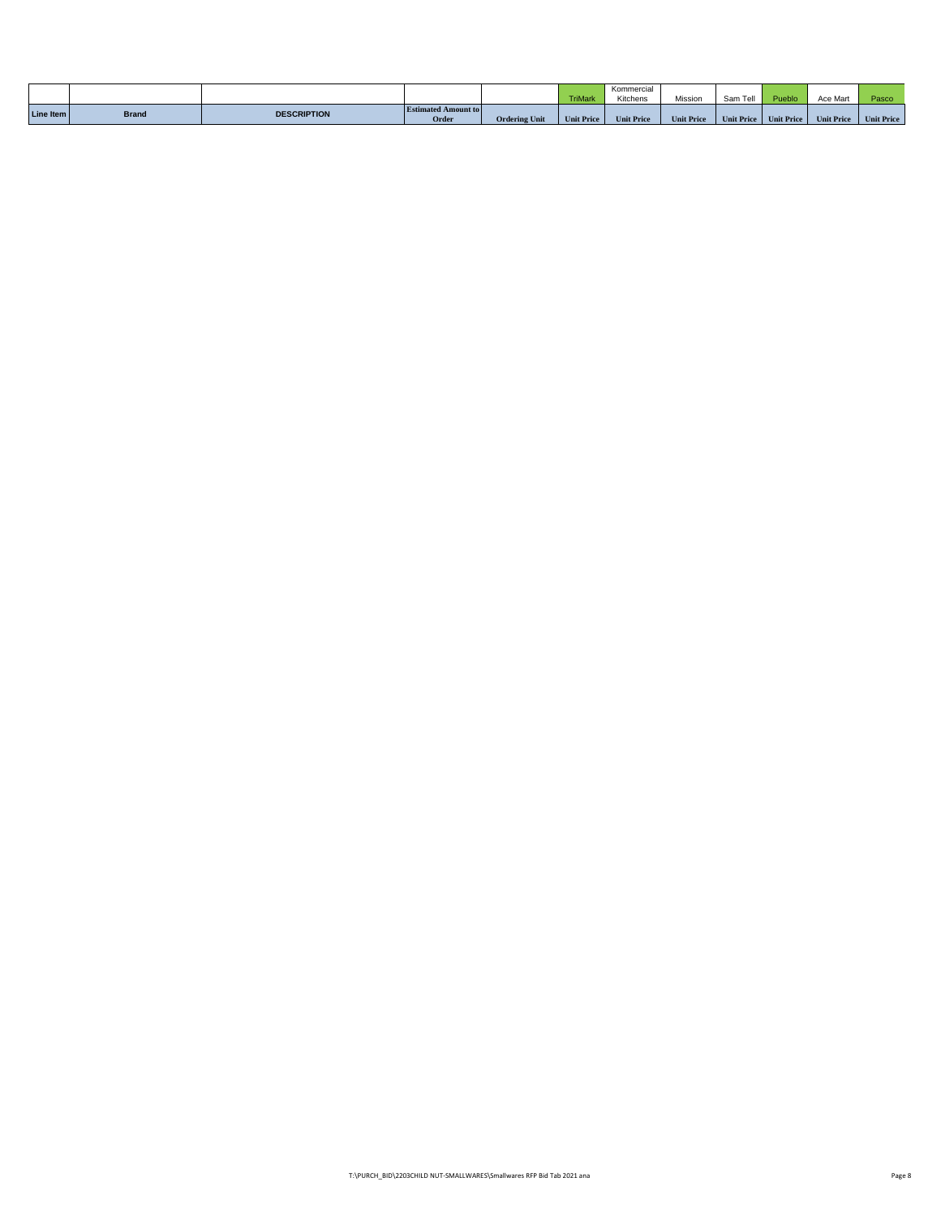| | | | | | TriMark | Kommercial Kitchens | Mission | Sam Tell | Pueblo | Ace Mart | Pasco |
|---|---|---|---|---|---|---|---|---|---|---|---|
| Line Item | Brand | DESCRIPTION | Estimated Amount to Order | Ordering Unit | Unit Price | Unit Price | Unit Price | Unit Price | Unit Price | Unit Price | Unit Price |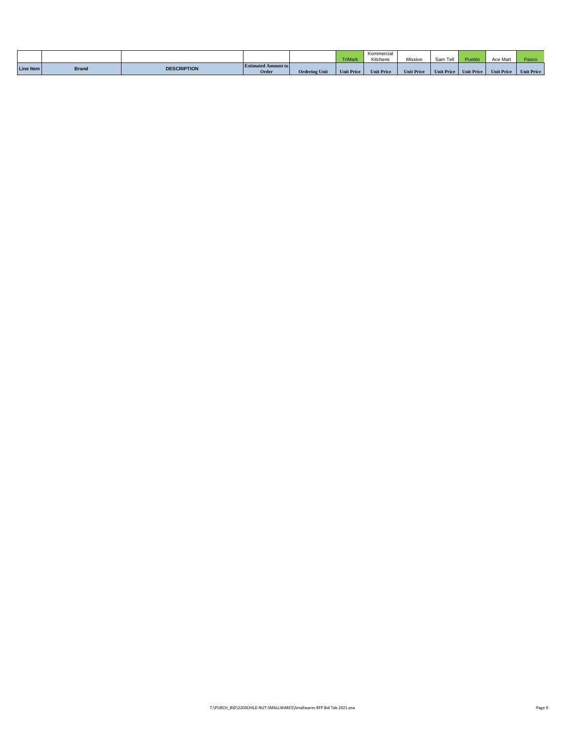| | | | | | TriMark | Kommercial Kitchens | Mission | Sam Tell | Pueblo | Ace Mart | Pasco |
|---|---|---|---|---|---|---|---|---|---|---|---|
| Line Item | Brand | DESCRIPTION | Estimated Amount to Order | Ordering Unit | Unit Price | Unit Price | Unit Price | Unit Price | Unit Price | Unit Price | Unit Price |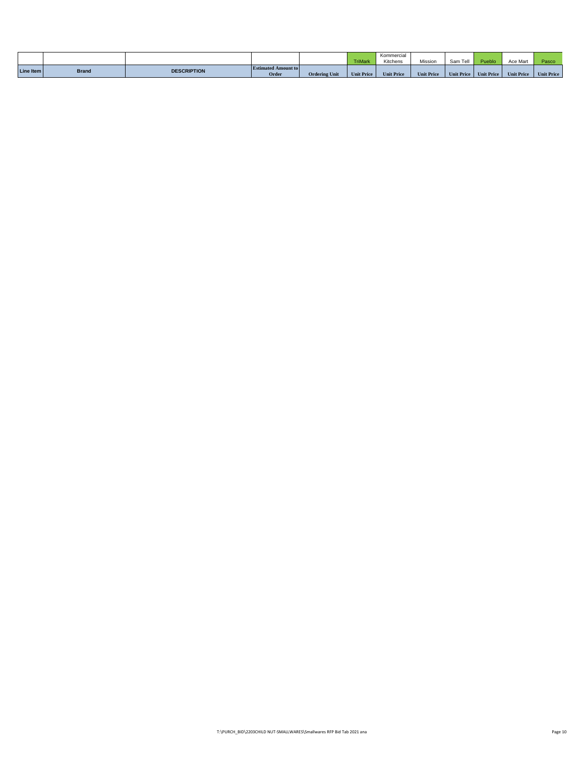|  |  |  |  |  | TriMark | Kommercial Kitchens | Mission | Sam Tell | Pueblo | Ace Mart | Pasco |
|---|---|---|---|---|---|---|---|---|---|---|---|
| Line Item | Brand | DESCRIPTION | Estimated Amount to Order | Ordering Unit | Unit Price | Unit Price | Unit Price | Unit Price | Unit Price | Unit Price | Unit Price |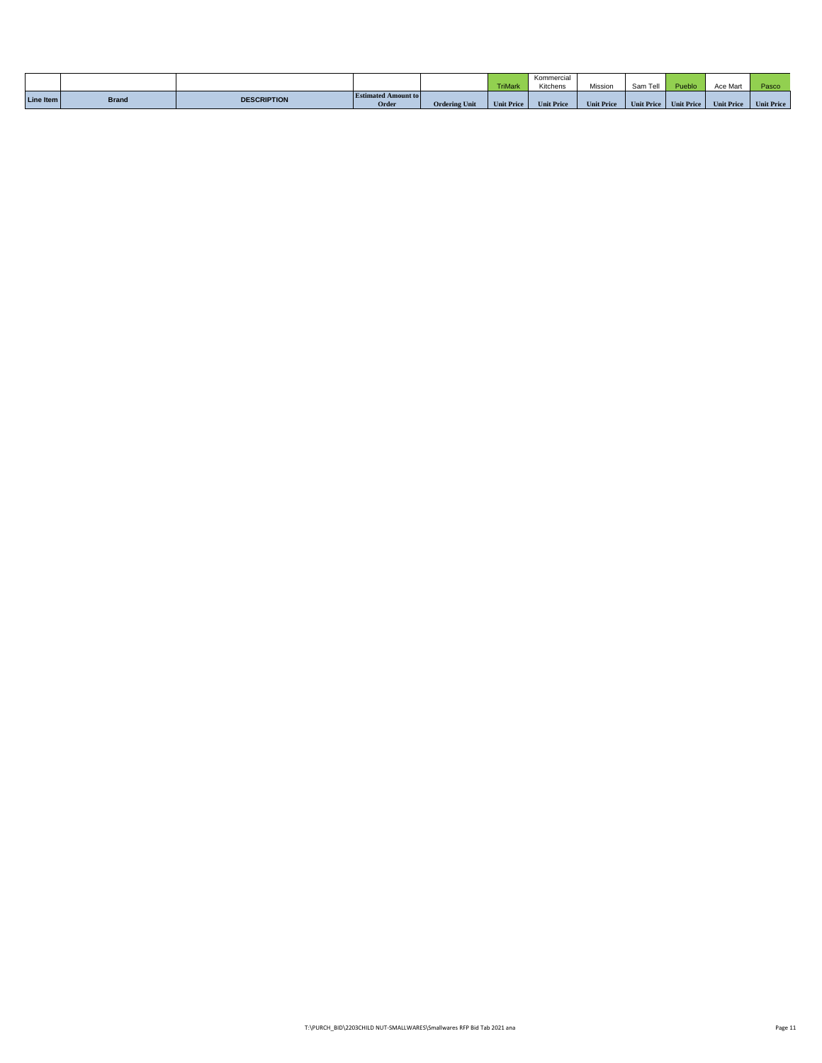| | | | | | TriMark | Kommercial Kitchens | Mission | Sam Tell | Pueblo | Ace Mart | Pasco |
|---|---|---|---|---|---|---|---|---|---|---|---|
| Line Item | Brand | DESCRIPTION | Estimated Amount to Order | Ordering Unit | Unit Price | Unit Price | Unit Price | Unit Price | Unit Price | Unit Price | Unit Price |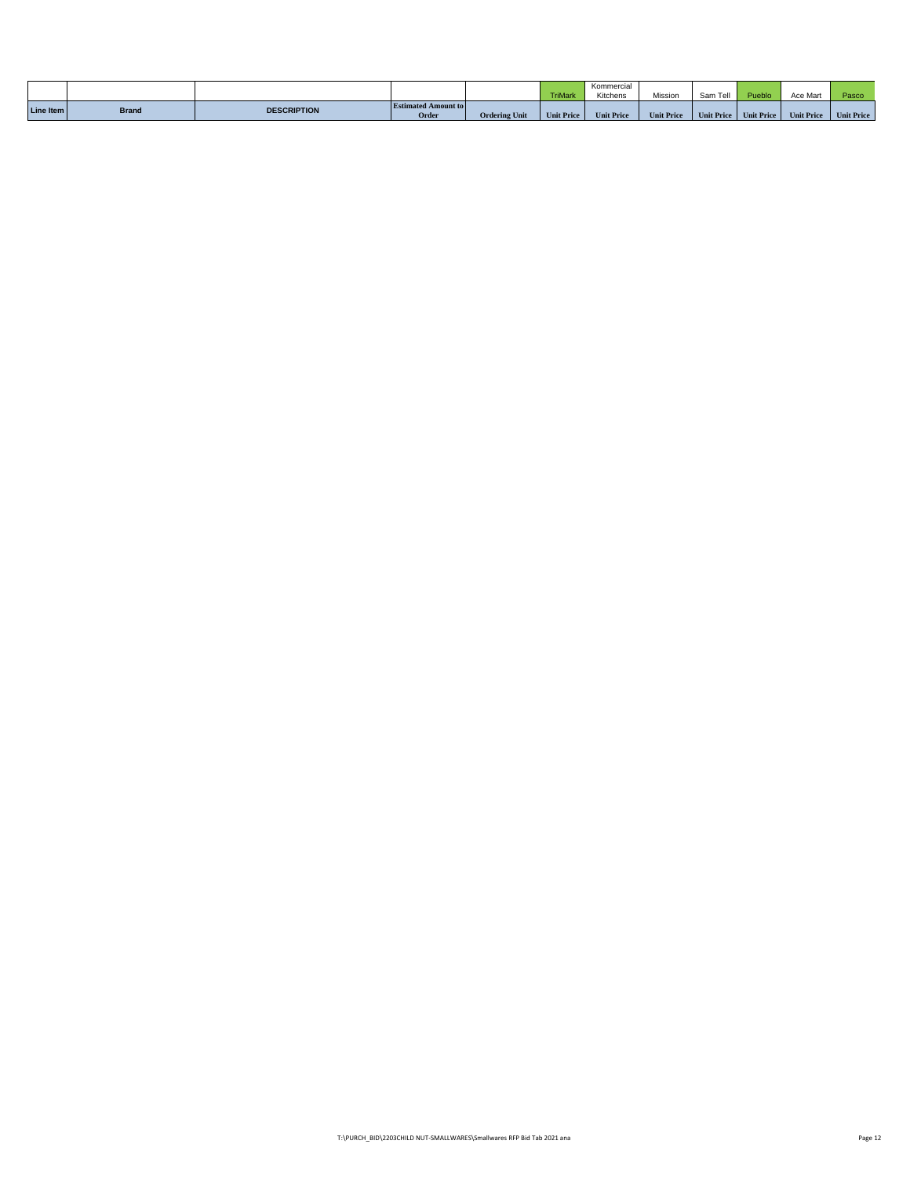| | | | | | TriMark | Kommercial Kitchens | Mission | Sam Tell | Pueblo | Ace Mart | Pasco |
|---|---|---|---|---|---|---|---|---|---|---|---|
| Line Item | Brand | DESCRIPTION | Estimated Amount to Order | Ordering Unit | Unit Price | Unit Price | Unit Price | Unit Price | Unit Price | Unit Price | Unit Price |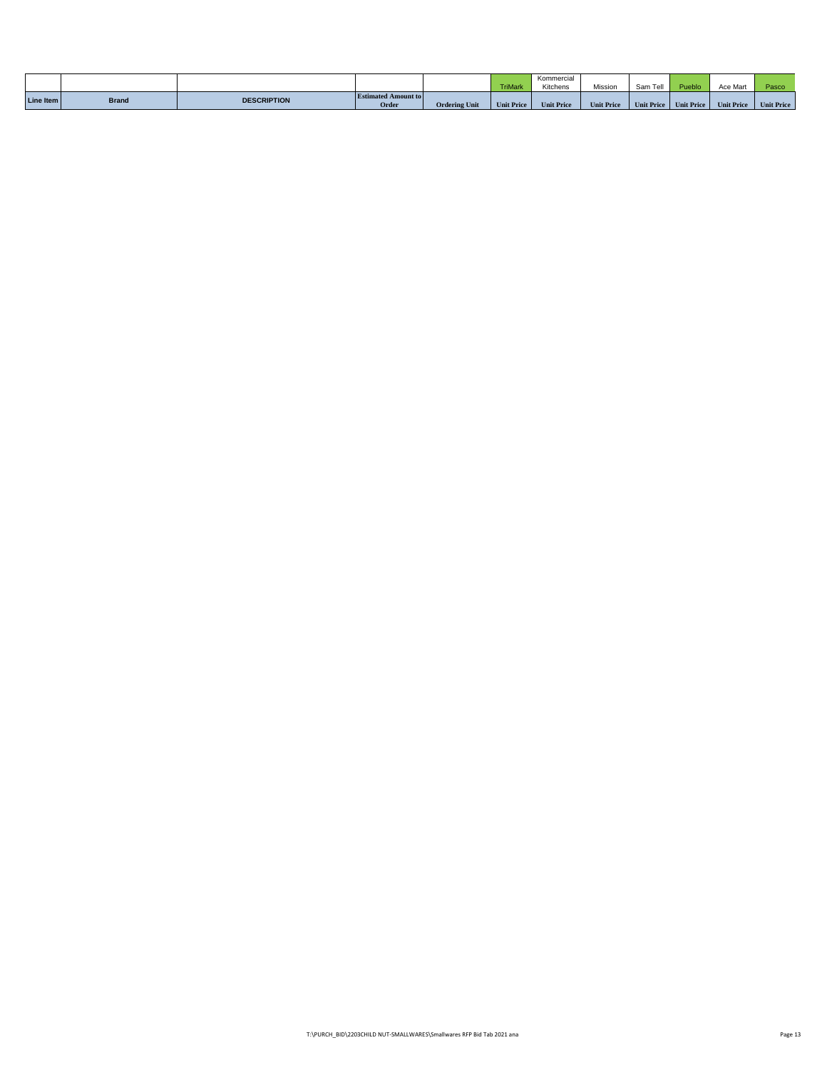| | | | | | TriMark | Kommercial Kitchens | Mission | Sam Tell | Pueblo | Ace Mart | Pasco |
|---|---|---|---|---|---|---|---|---|---|---|---|
| Line Item | Brand | DESCRIPTION | Estimated Amount to Order | Ordering Unit | Unit Price | Unit Price | Unit Price | Unit Price | Unit Price | Unit Price | Unit Price |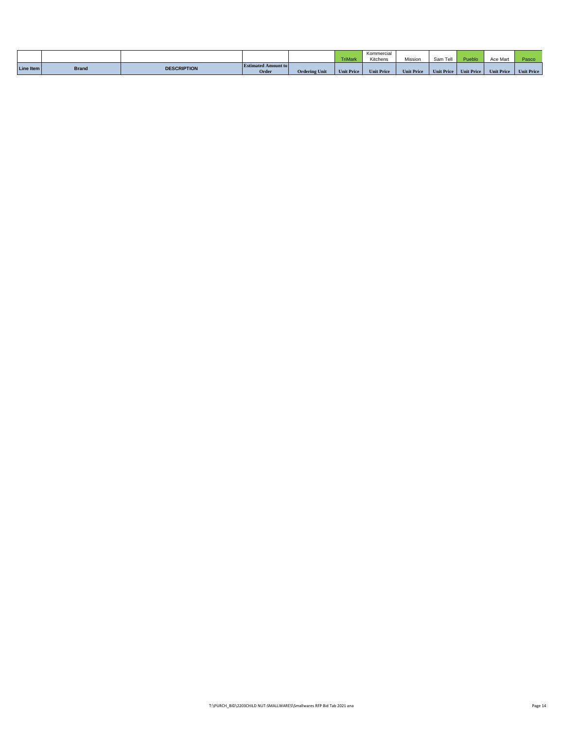| | | | | | TriMark | Kommercial Kitchens | Mission | Sam Tell | Pueblo | Ace Mart | Pasco |
|---|---|---|---|---|---|---|---|---|---|---|---|
| Line Item | Brand | DESCRIPTION | Estimated Amount to Order | Ordering Unit | Unit Price | Unit Price | Unit Price | Unit Price | Unit Price | Unit Price | Unit Price |

T:\PURCH_BID\2203CHILD NUT-SMALLWARES\Smallwares RFP Bid Tab 2021 ana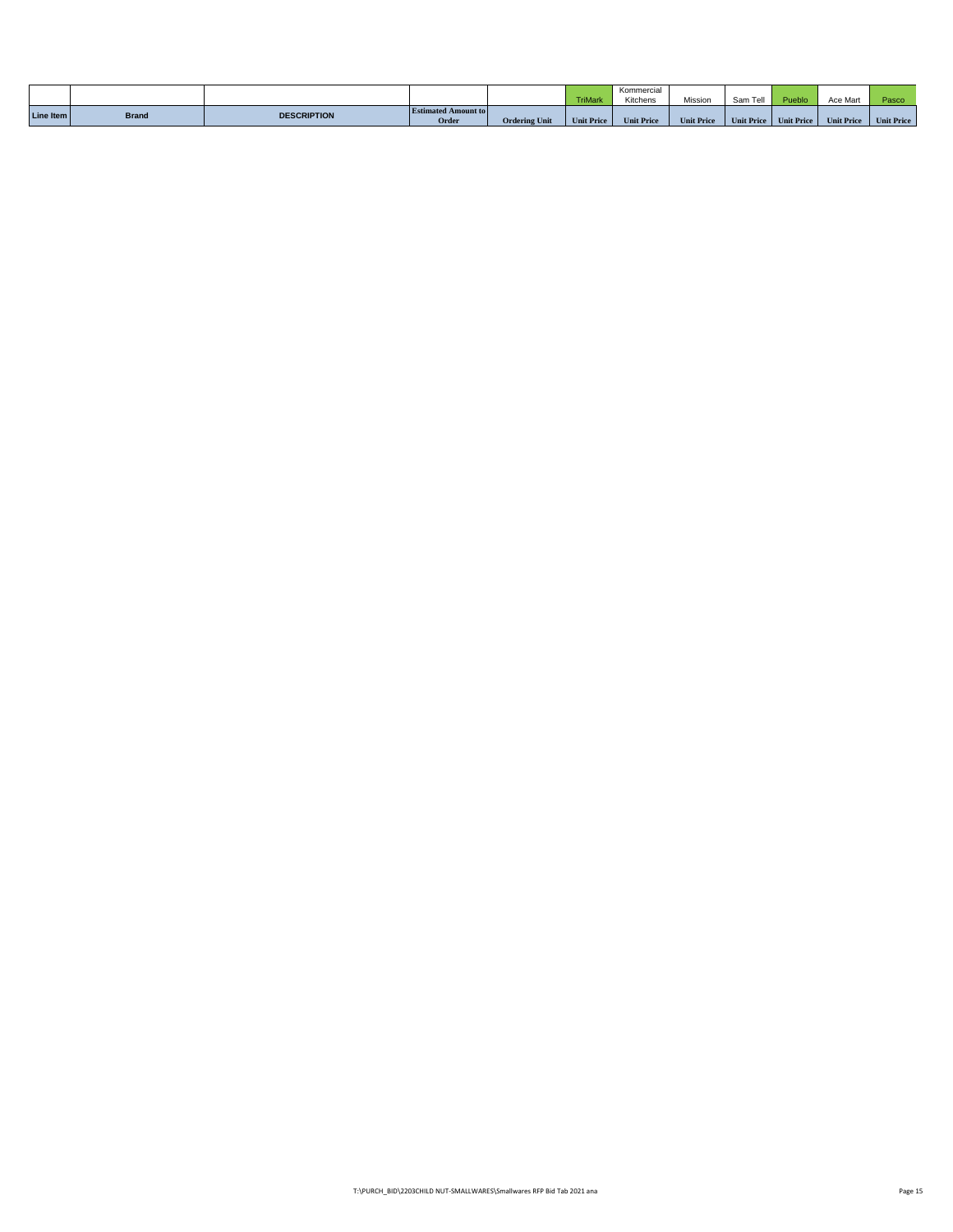| | | | | | TriMark | Kommercial Kitchens | Mission | Sam Tell | Pueblo | Ace Mart | Pasco |
|---|---|---|---|---|---|---|---|---|---|---|---|
| Line Item | Brand | DESCRIPTION | Estimated Amount to Order | Ordering Unit | Unit Price | Unit Price | Unit Price | Unit Price | Unit Price | Unit Price | Unit Price |

T:\PURCH_BID\2203CHILD NUT-SMALLWARES\Smallwares RFP Bid Tab 2021 ana